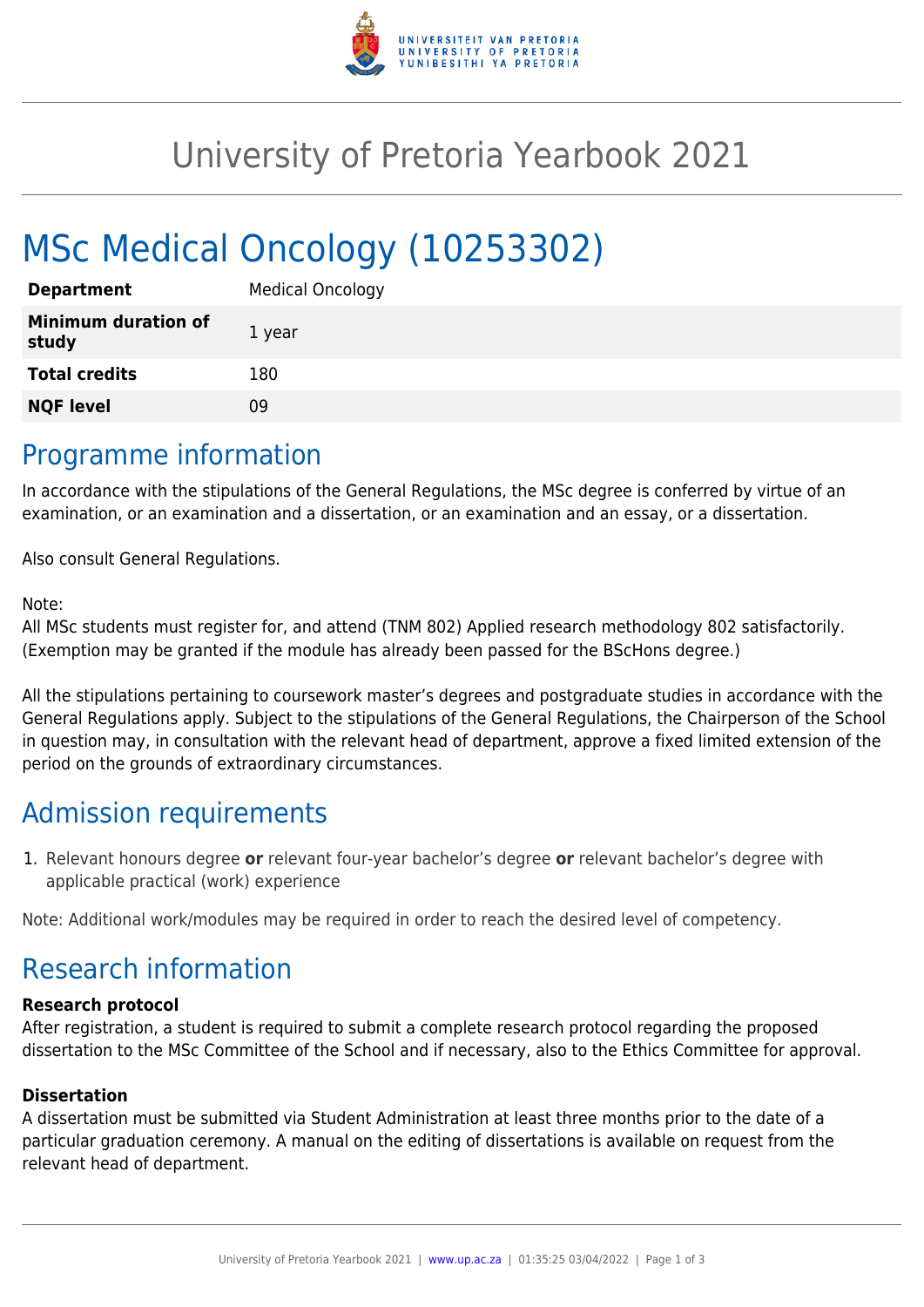# University of Pretoria Yearbook 2021

# MSc Medical Oncology (10253302)

| | |
|---|---|
| **Department** | Medical Oncology |
| **Minimum duration of study** | 1 year |
| **Total credits** | 180 |
| **NQF level** | 09 |

## Programme information

In accordance with the stipulations of the General Regulations, the MSc degree is conferred by virtue of an examination, or an examination and a dissertation, or an examination and an essay, or a dissertation.

Also consult General Regulations.

Note:
All MSc students must register for, and attend (TNM 802) Applied research methodology 802 satisfactorily. (Exemption may be granted if the module has already been passed for the BScHons degree.)

All the stipulations pertaining to coursework master's degrees and postgraduate studies in accordance with the General Regulations apply. Subject to the stipulations of the General Regulations, the Chairperson of the School in question may, in consultation with the relevant head of department, approve a fixed limited extension of the period on the grounds of extraordinary circumstances.

## Admission requirements

1. Relevant honours degree **or** relevant four-year bachelor's degree **or** relevant bachelor's degree with applicable practical (work) experience

Note: Additional work/modules may be required in order to reach the desired level of competency.

## Research information

### Research protocol

After registration, a student is required to submit a complete research protocol regarding the proposed dissertation to the MSc Committee of the School and if necessary, also to the Ethics Committee for approval.

### Dissertation

A dissertation must be submitted via Student Administration at least three months prior to the date of a particular graduation ceremony. A manual on the editing of dissertations is available on request from the relevant head of department.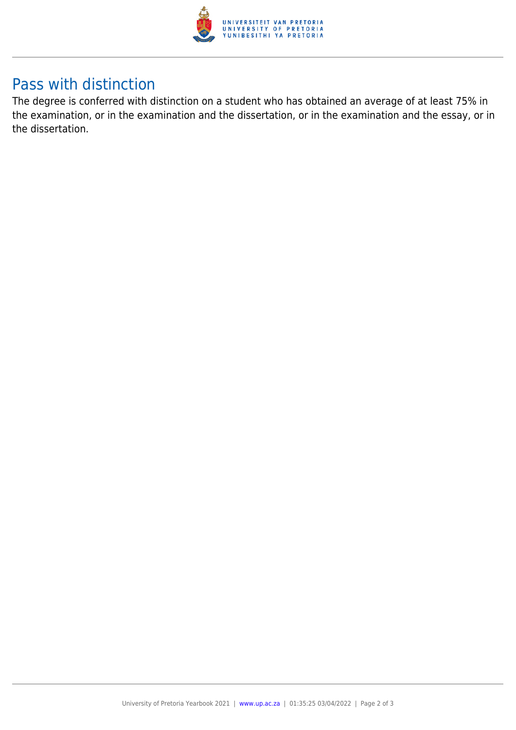## Pass with distinction

The degree is conferred with distinction on a student who has obtained an average of at least 75% in the examination, or in the examination and the dissertation, or in the examination and the essay, or in the dissertation.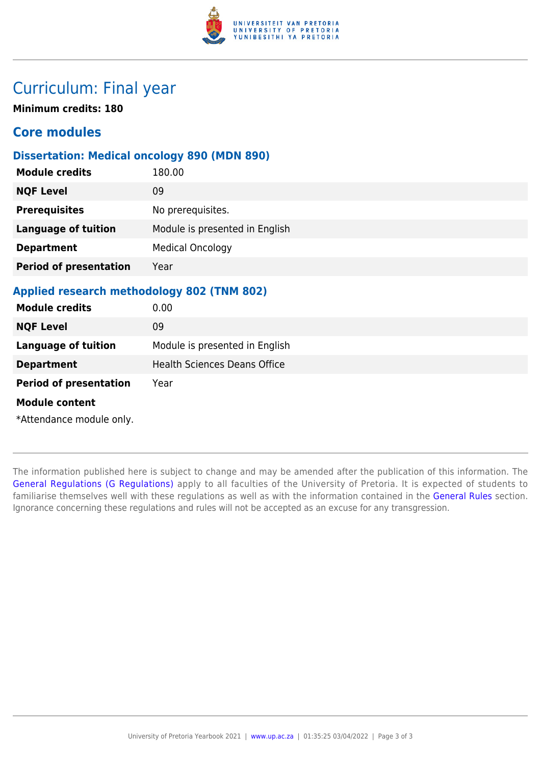# Curriculum: Final year

**Minimum credits: 180**

## Core modules

### Dissertation: Medical oncology 890 (MDN 890)

| | |
|---|---|
| **Module credits** | 180.00 |
| **NQF Level** | 09 |
| **Prerequisites** | No prerequisites. |
| **Language of tuition** | Module is presented in English |
| **Department** | Medical Oncology |
| **Period of presentation** | Year |

### Applied research methodology 802 (TNM 802)

| | |
|---|---|
| **Module credits** | 0.00 |
| **NQF Level** | 09 |
| **Language of tuition** | Module is presented in English |
| **Department** | Health Sciences Deans Office |
| **Period of presentation** | Year |

**Module content**

*Attendance module only.

The information published here is subject to change and may be amended after the publication of this information. The General Regulations (G Regulations) apply to all faculties of the University of Pretoria. It is expected of students to familiarise themselves well with these regulations as well as with the information contained in the General Rules section. Ignorance concerning these regulations and rules will not be accepted as an excuse for any transgression.